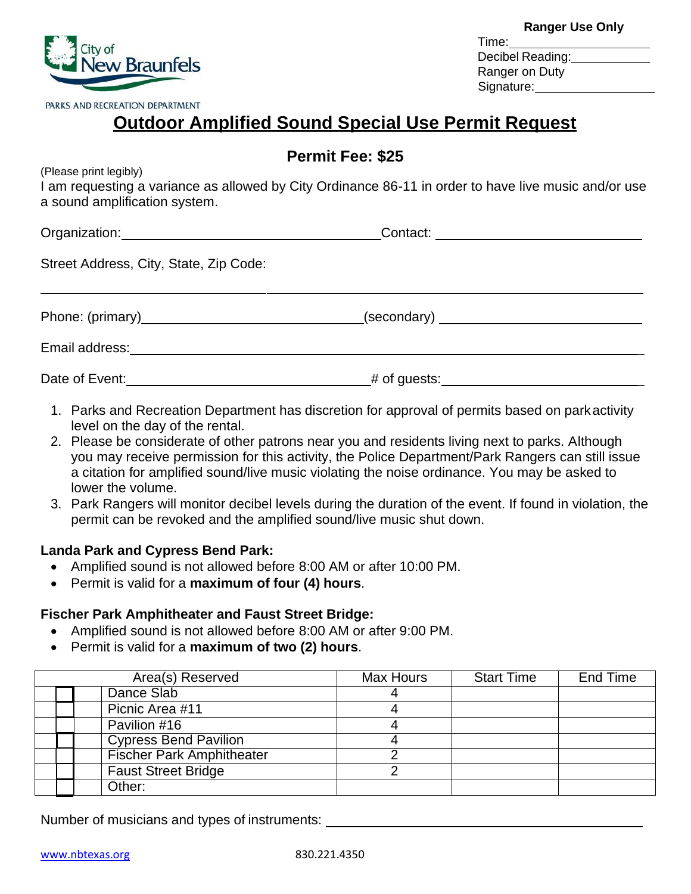City of New Braunfels

PARKS AND RECREATION DEPARTMENT

**Ranger Use Only**

Time:\_\_\_\_\_\_\_\_\_\_\_\_\_\_\_\_\_\_\_\_

Decibel Reading:\_\_\_\_\_\_\_\_\_\_\_\_

Ranger on Duty Signature:\_\_\_\_\_\_\_\_\_\_\_\_\_\_\_\_\_\_

# Outdoor Amplified Sound Special Use Permit Request

## Permit Fee: $25

(Please print legibly)

I am requesting a variance as allowed by City Ordinance 86-11 in order to have live music and/or use a sound amplification system.

Organization:\_\_\_\_\_\_\_\_\_\_\_\_\_\_\_\_\_\_\_\_\_\_\_\_\_\_\_\_\_\_\_\_\_\_\_\_ Contact: \_\_\_\_\_\_\_\_\_\_\_\_\_\_\_\_\_\_\_\_\_\_\_\_\_\_\_\_

Street Address, City, State, Zip Code:

\_\_\_\_\_\_\_\_\_\_\_\_\_\_\_\_\_\_\_\_\_\_\_\_\_\_\_\_\_\_\_\_\_\_\_\_\_\_\_\_\_\_\_\_\_\_\_\_\_\_\_\_\_\_\_\_\_\_\_\_\_\_\_\_\_\_\_\_\_\_\_\_\_\_\_\_

Phone: (primary)\_\_\_\_\_\_\_\_\_\_\_\_\_\_\_\_\_\_\_\_\_\_\_\_\_\_\_\_\_\_ (secondary) \_\_\_\_\_\_\_\_\_\_\_\_\_\_\_\_\_\_\_\_\_\_\_\_\_\_\_\_

Email address:\_\_\_\_\_\_\_\_\_\_\_\_\_\_\_\_\_\_\_\_\_\_\_\_\_\_\_\_\_\_\_\_\_\_\_\_\_\_\_\_\_\_\_\_\_\_\_\_\_\_\_\_\_\_\_\_\_\_\_\_\_\_\_\_\_\_\_\_

Date of Event:\_\_\_\_\_\_\_\_\_\_\_\_\_\_\_\_\_\_\_\_\_\_\_\_\_\_\_\_\_\_\_\_\_ # of guests:\_\_\_\_\_\_\_\_\_\_\_\_\_\_\_\_\_\_\_\_\_\_\_\_\_\_\_

1. Parks and Recreation Department has discretion for approval of permits based on park activity level on the day of the rental.
2. Please be considerate of other patrons near you and residents living next to parks. Although you may receive permission for this activity, the Police Department/Park Rangers can still issue a citation for amplified sound/live music violating the noise ordinance. You may be asked to lower the volume.
3. Park Rangers will monitor decibel levels during the duration of the event. If found in violation, the permit can be revoked and the amplified sound/live music shut down.

**Landa Park and Cypress Bend Park:**

- Amplified sound is not allowed before 8:00 AM or after 10:00 PM.
- Permit is valid for a **maximum of four (4) hours**.

**Fischer Park Amphitheater and Faust Street Bridge:**

- Amplified sound is not allowed before 8:00 AM or after 9:00 PM.
- Permit is valid for a **maximum of two (2) hours**.

| | Area(s) Reserved | Max Hours | Start Time | End Time |
|---|---|---|---|---|
| ☐ | Dance Slab | 4 | | |
| ☐ | Picnic Area #11 | 4 | | |
| ☐ | Pavilion #16 | 4 | | |
| ☐ | Cypress Bend Pavilion | 4 | | |
| ☐ | Fischer Park Amphitheater | 2 | | |
| ☐ | Faust Street Bridge | 2 | | |
| ☐ | Other: | | | |

Number of musicians and types of instruments: \_\_\_\_\_\_\_\_\_\_\_\_\_\_\_\_\_\_\_\_\_\_\_\_\_\_\_\_\_\_\_\_\_\_\_\_\_\_\_\_\_\_\_\_\_

www.nbtexas.org 830.221.4350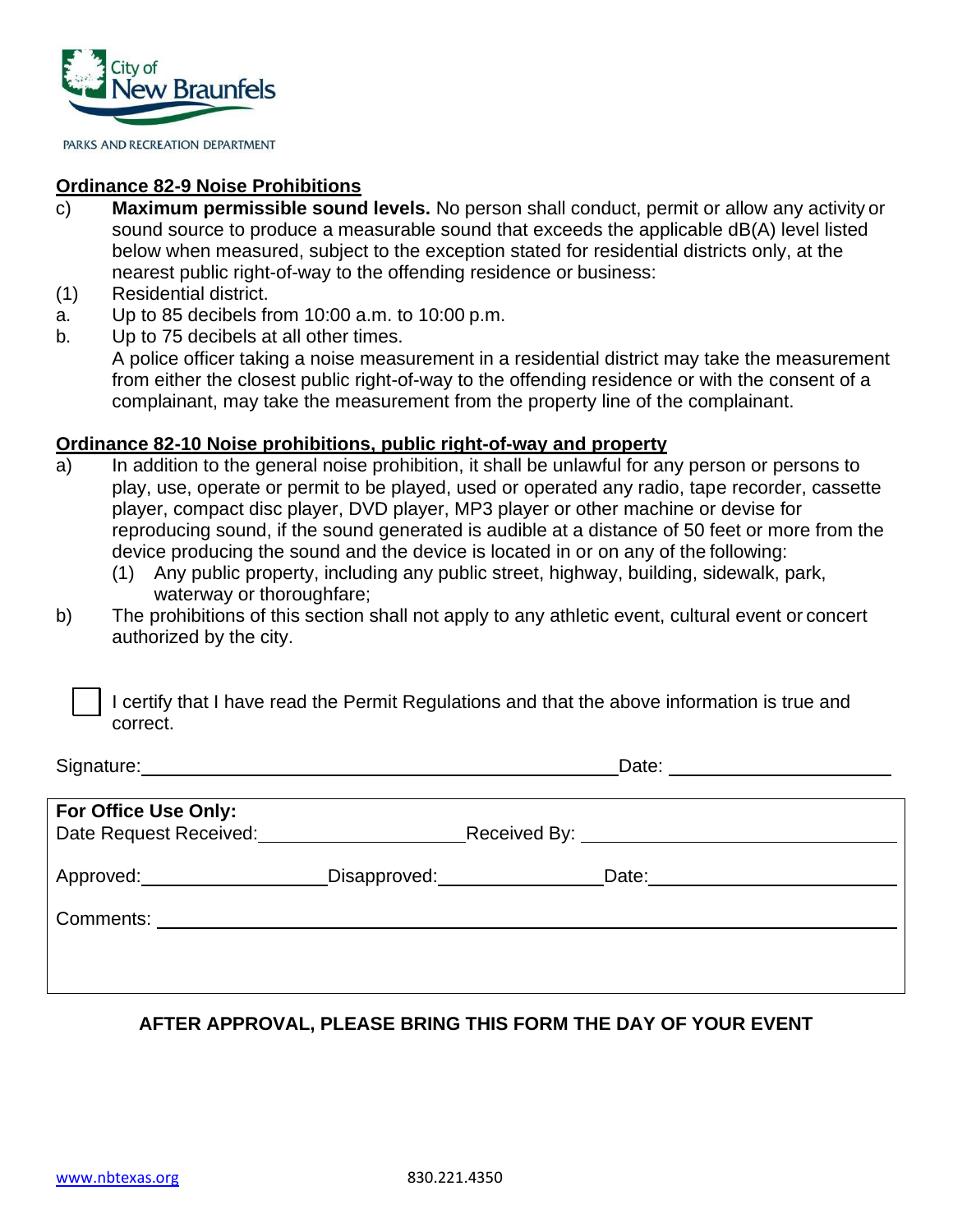City of New Braunfels

PARKS AND RECREATION DEPARTMENT

**Ordinance 82-9 Noise Prohibitions**

c) **Maximum permissible sound levels.** No person shall conduct, permit or allow any activity or sound source to produce a measurable sound that exceeds the applicable dB(A) level listed below when measured, subject to the exception stated for residential districts only, at the nearest public right-of-way to the offending residence or business:

(1) Residential district.

a. Up to 85 decibels from 10:00 a.m. to 10:00 p.m.

b. Up to 75 decibels at all other times.

A police officer taking a noise measurement in a residential district may take the measurement from either the closest public right-of-way to the offending residence or with the consent of a complainant, may take the measurement from the property line of the complainant.

**Ordinance 82-10 Noise prohibitions, public right-of-way and property**

a) In addition to the general noise prohibition, it shall be unlawful for any person or persons to play, use, operate or permit to be played, used or operated any radio, tape recorder, cassette player, compact disc player, DVD player, MP3 player or other machine or devise for reproducing sound, if the sound generated is audible at a distance of 50 feet or more from the device producing the sound and the device is located in or on any of the following:

(1) Any public property, including any public street, highway, building, sidewalk, park, waterway or thoroughfare;

b) The prohibitions of this section shall not apply to any athletic event, cultural event or concert authorized by the city.

☐ I certify that I have read the Permit Regulations and that the above information is true and correct.

Signature: ______________________________ Date: ______________________

**For Office Use Only:**

Date Request Received: ____________________ Received By: ______________________________

Approved: __________________ Disapproved: ________________ Date: ________________________

Comments: ______________________________________________________________________

**AFTER APPROVAL, PLEASE BRING THIS FORM THE DAY OF YOUR EVENT**

www.nbtexas.org 830.221.4350